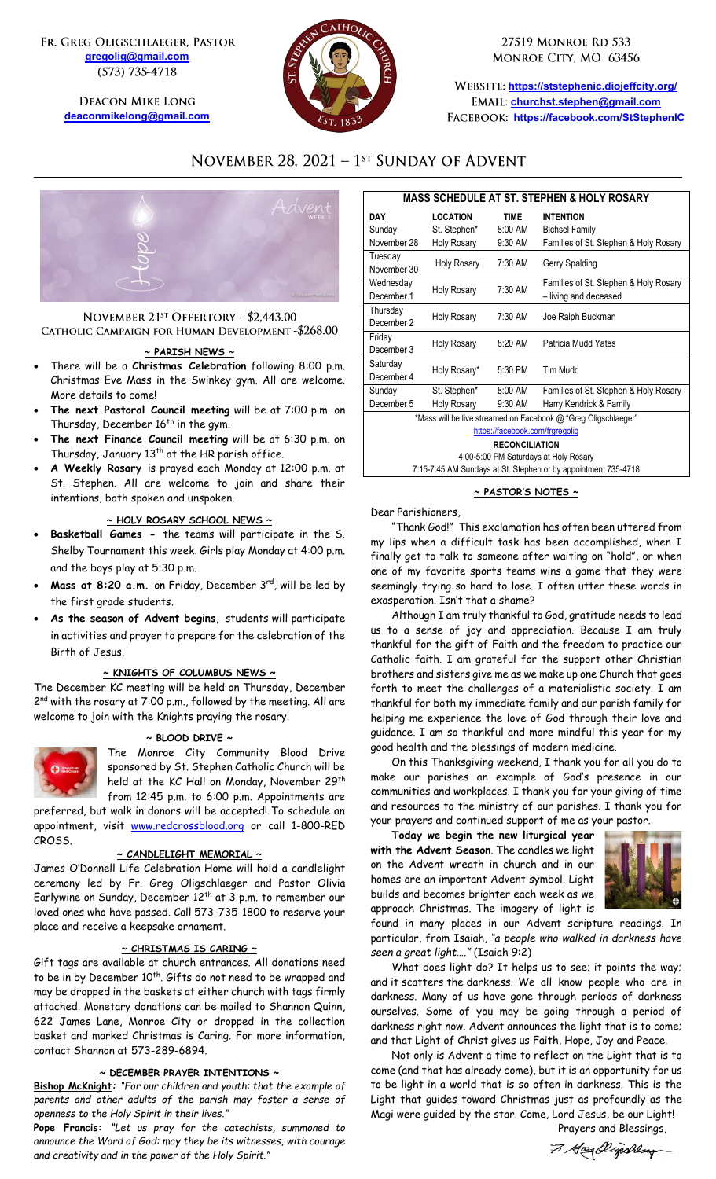Fr. Greg Oligschlaeger, Pastor
gregolig@gmail.com
(573) 735-4718

Deacon Mike Long
deaconmikelong@gmail.com

27519 Monroe Rd 533
Monroe City, MO 63456

Website: https://ststephenic.diojeffcity.org/
Email: churchst.stephen@gmail.com
Facebook: https://facebook.com/StStephenIC

# November 28, 2021 – 1st Sunday of Advent

## November 21st Offertory - $2,443.00
## Catholic Campaign for Human Development - $268.00

### ~ PARISH NEWS ~

- There will be a **Christmas Celebration** following 8:00 p.m. Christmas Eve Mass in the Swinkey gym. All are welcome. More details to come!
- **The next Pastoral Council meeting** will be at 7:00 p.m. on Thursday, December 16th in the gym.
- **The next Finance Council meeting** will be at 6:30 p.m. on Thursday, January 13th at the HR parish office.
- **A Weekly Rosary** is prayed each Monday at 12:00 p.m. at St. Stephen. All are welcome to join and share their intentions, both spoken and unspoken.

### ~ HOLY ROSARY SCHOOL NEWS ~

- **Basketball Games -** the teams will participate in the S. Shelby Tournament this week. Girls play Monday at 4:00 p.m. and the boys play at 5:30 p.m.
- **Mass at 8:20 a.m.** on Friday, December 3rd, will be led by the first grade students.
- **As the season of Advent begins,** students will participate in activities and prayer to prepare for the celebration of the Birth of Jesus.

### ~ KNIGHTS OF COLUMBUS NEWS ~

The December KC meeting will be held on Thursday, December 2nd with the rosary at 7:00 p.m., followed by the meeting. All are welcome to join with the Knights praying the rosary.

### ~ BLOOD DRIVE ~

The Monroe City Community Blood Drive sponsored by St. Stephen Catholic Church will be held at the KC Hall on Monday, November 29th from 12:45 p.m. to 6:00 p.m. Appointments are preferred, but walk in donors will be accepted! To schedule an appointment, visit www.redcrossblood.org or call 1-800-RED CROSS.

### ~ CANDLELIGHT MEMORIAL ~

James O'Donnell Life Celebration Home will hold a candlelight ceremony led by Fr. Greg Oligschlaeger and Pastor Olivia Earlywine on Sunday, December 12th at 3 p.m. to remember our loved ones who have passed. Call 573-735-1800 to reserve your place and receive a keepsake ornament.

### ~ CHRISTMAS IS CARING ~

Gift tags are available at church entrances. All donations need to be in by December 10th. Gifts do not need to be wrapped and may be dropped in the baskets at either church with tags firmly attached. Monetary donations can be mailed to Shannon Quinn, 622 James Lane, Monroe City or dropped in the collection basket and marked Christmas is Caring. For more information, contact Shannon at 573-289-6894.

### ~ DECEMBER PRAYER INTENTIONS ~

**Bishop McKnight:** *"For our children and youth: that the example of parents and other adults of the parish may foster a sense of openness to the Holy Spirit in their lives."*

**Pope Francis:** *"Let us pray for the catechists, summoned to announce the Word of God: may they be its witnesses, with courage and creativity and in the power of the Holy Spirit."*

### MASS SCHEDULE AT ST. STEPHEN & HOLY ROSARY

| DAY | LOCATION | TIME | INTENTION |
|---|---|---|---|
| Sunday November 28 | St. Stephen* | 8:00 AM | Bichsel Family |
| | Holy Rosary | 9:30 AM | Families of St. Stephen & Holy Rosary |
| Tuesday November 30 | Holy Rosary | 7:30 AM | Gerry Spalding |
| Wednesday December 1 | Holy Rosary | 7:30 AM | Families of St. Stephen & Holy Rosary – living and deceased |
| Thursday December 2 | Holy Rosary | 7:30 AM | Joe Ralph Buckman |
| Friday December 3 | Holy Rosary | 8:20 AM | Patricia Mudd Yates |
| Saturday December 4 | Holy Rosary* | 5:30 PM | Tim Mudd |
| Sunday December 5 | St. Stephen* | 8:00 AM | Families of St. Stephen & Holy Rosary |
| | Holy Rosary | 9:30 AM | Harry Kendrick & Family |

*Mass will be live streamed on Facebook @ "Greg Oligschlaeger"
https://facebook.com/frgregolig

**RECONCILIATION**
4:00-5:00 PM Saturdays at Holy Rosary
7:15-7:45 AM Sundays at St. Stephen or by appointment 735-4718

### ~ PASTOR'S NOTES ~

Dear Parishioners,

"Thank God!" This exclamation has often been uttered from my lips when a difficult task has been accomplished, when I finally get to talk to someone after waiting on "hold", or when one of my favorite sports teams wins a game that they were seemingly trying so hard to lose. I often utter these words in exasperation. Isn't that a shame?

Although I am truly thankful to God, gratitude needs to lead us to a sense of joy and appreciation. Because I am truly thankful for the gift of Faith and the freedom to practice our Catholic faith. I am grateful for the support other Christian brothers and sisters give me as we make up one Church that goes forth to meet the challenges of a materialistic society. I am thankful for both my immediate family and our parish family for helping me experience the love of God through their love and guidance. I am so thankful and more mindful this year for my good health and the blessings of modern medicine.

On this Thanksgiving weekend, I thank you for all you do to make our parishes an example of God's presence in our communities and workplaces. I thank you for your giving of time and resources to the ministry of our parishes. I thank you for your prayers and continued support of me as your pastor.

**Today we begin the new liturgical year with the Advent Season**. The candles we light on the Advent wreath in church and in our homes are an important Advent symbol. Light builds and becomes brighter each week as we approach Christmas. The imagery of light is found in many places in our Advent scripture readings. In particular, from Isaiah, "*a people who walked in darkness have seen a great light….*" (Isaiah 9:2)

What does light do? It helps us to see; it points the way; and it scatters the darkness. We all know people who are in darkness. Many of us have gone through periods of darkness ourselves. Some of you may be going through a period of darkness right now. Advent announces the light that is to come; and that Light of Christ gives us Faith, Hope, Joy and Peace.

Not only is Advent a time to reflect on the Light that is to come (and that has already come), but it is an opportunity for us to be light in a world that is so often in darkness. This is the Light that guides toward Christmas just as profoundly as the Magi were guided by the star. Come, Lord Jesus, be our Light!

Prayers and Blessings,

Fr. Greg Oligschlaeger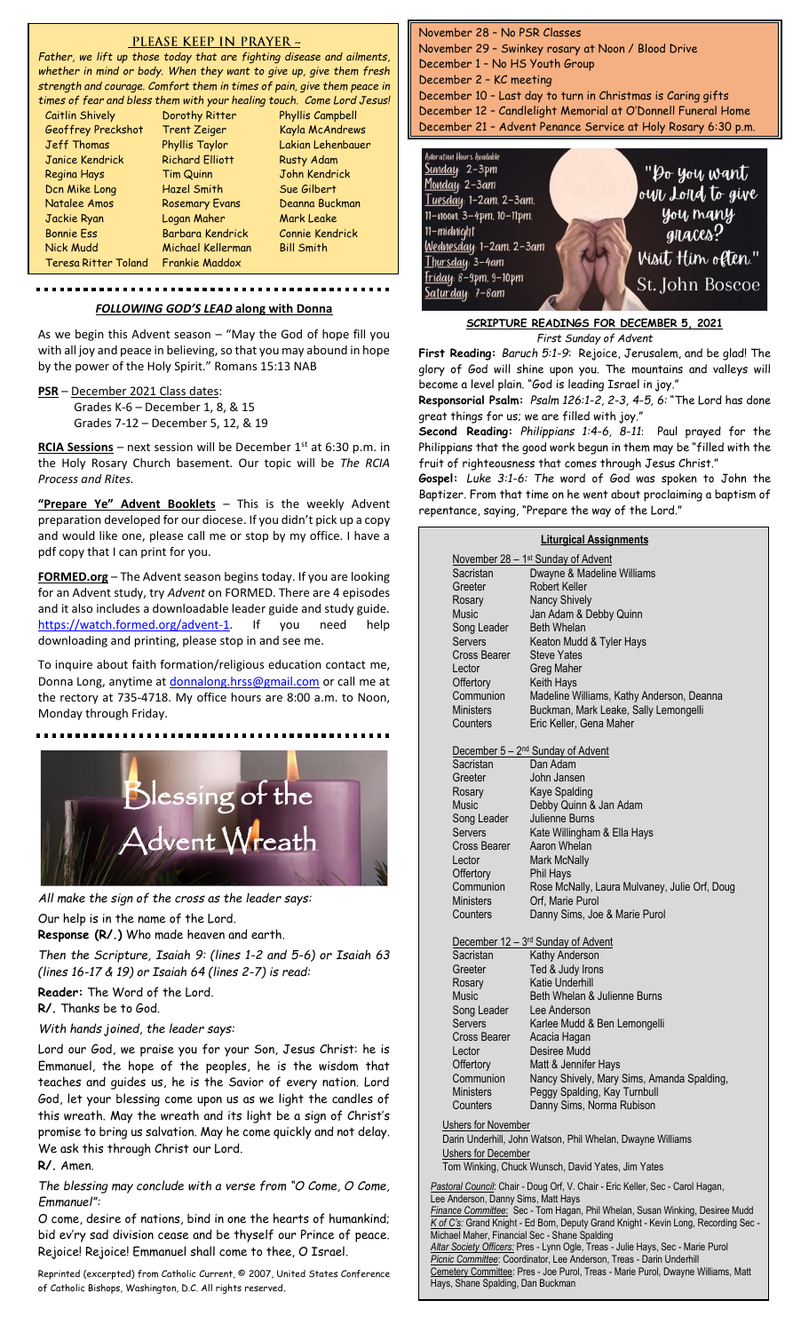## Please Keep in Prayer ~

*Father, we lift up those today that are fighting disease and ailments, whether in mind or body. When they want to give up, give them fresh strength and courage. Comfort them in times of pain, give them peace in times of fear and bless them with your healing touch. Come Lord Jesus!*

| | | |
|---|---|---|
| Caitlin Shively | Dorothy Ritter | Phyllis Campbell |
| Geoffrey Preckshot | Trent Zeiger | Kayla McAndrews |
| Jeff Thomas | Phyllis Taylor | Lakian Lehenbauer |
| Janice Kendrick | Richard Elliott | Rusty Adam |
| Regina Hays | Tim Quinn | John Kendrick |
| Dcn Mike Long | Hazel Smith | Sue Gilbert |
| Natalee Amos | Rosemary Evans | Deanna Buckman |
| Jackie Ryan | Logan Maher | Mark Leake |
| Bonnie Ess | Barbara Kendrick | Connie Kendrick |
| Nick Mudd | Michael Kellerman | Bill Smith |
| Teresa Ritter Toland | Frankie Maddox | |

### *FOLLOWING GOD'S LEAD* along with Donna

As we begin this Advent season – "May the God of hope fill you with all joy and peace in believing, so that you may abound in hope by the power of the Holy Spirit." Romans 15:13 NAB

**PSR** – December 2021 Class dates:
Grades K-6 – December 1, 8, & 15
Grades 7-12 – December 5, 12, & 19

**RCIA Sessions** – next session will be December 1st at 6:30 p.m. in the Holy Rosary Church basement. Our topic will be *The RCIA Process and Rites.*

**"Prepare Ye" Advent Booklets** – This is the weekly Advent preparation developed for our diocese. If you didn't pick up a copy and would like one, please call me or stop by my office. I have a pdf copy that I can print for you.

**FORMED.org** – The Advent season begins today. If you are looking for an Advent study, try *Advent* on FORMED. There are 4 episodes and it also includes a downloadable leader guide and study guide. https://watch.formed.org/advent-1. If you need help downloading and printing, please stop in and see me.

To inquire about faith formation/religious education contact me, Donna Long, anytime at donnalong.hrss@gmail.com or call me at the rectory at 735-4718. My office hours are 8:00 a.m. to Noon, Monday through Friday.

## Blessing of the Advent Wreath

*All make the sign of the cross as the leader says:*

Our help is in the name of the Lord.
**Response (R/.)** Who made heaven and earth.

*Then the Scripture, Isaiah 9: (lines 1-2 and 5-6) or Isaiah 63 (lines 16-17 & 19) or Isaiah 64 (lines 2-7) is read:*

**Reader:** The Word of the Lord.
**R/.** Thanks be to God.

*With hands joined, the leader says:*

Lord our God, we praise you for your Son, Jesus Christ: he is Emmanuel, the hope of the peoples, he is the wisdom that teaches and guides us, he is the Savior of every nation. Lord God, let your blessing come upon us as we light the candles of this wreath. May the wreath and its light be a sign of Christ's promise to bring us salvation. May he come quickly and not delay. We ask this through Christ our Lord.
**R/.** Amen.

*The blessing may conclude with a verse from "O Come, O Come, Emmanuel":*

O come, desire of nations, bind in one the hearts of humankind; bid ev'ry sad division cease and be thyself our Prince of peace. Rejoice! Rejoice! Emmanuel shall come to thee, O Israel.

Reprinted (excerpted) from Catholic Current, © 2007, United States Conference of Catholic Bishops, Washington, D.C. All rights reserved.

November 28 – No PSR Classes
November 29 – Swinkey rosary at Noon / Blood Drive
December 1 – No HS Youth Group
December 2 – KC meeting
December 10 – Last day to turn in Christmas is Caring gifts
December 12 – Candlelight Memorial at O'Donnell Funeral Home
December 21 – Advent Penance Service at Holy Rosary 6:30 p.m.

Adoration Hours Available
Sunday: 2-3pm
Monday: 2-3am
Tuesday: 1-2am, 2-3am, 11-noon, 3-4pm, 10-11pm, 11-midnight
Wednesday: 1-2am, 2-3am
Thursday: 3-4am
Friday: 8-9pm, 9-10pm
Saturday: 7-8am

"Do you want our Lord to give you many graces? Visit Him often."
St. John Boscoe

### SCRIPTURE READINGS FOR DECEMBER 5, 2021

*First Sunday of Advent*

**First Reading:** *Baruch 5:1-9*: Rejoice, Jerusalem, and be glad! The glory of God will shine upon you. The mountains and valleys will become a level plain. "God is leading Israel in joy."

**Responsorial Psalm:** *Psalm 126:1-2, 2-3, 4-5, 6:* "The Lord has done great things for us; we are filled with joy."

**Second Reading:** *Philippians 1:4-6, 8-11*: Paul prayed for the Philippians that the good work begun in them may be "filled with the fruit of righteousness that comes through Jesus Christ."

**Gospel:** *Luke 3:1-6: The* word of God was spoken to John the Baptizer. From that time on he went about proclaiming a baptism of repentance, saying, "Prepare the way of the Lord."

### Liturgical Assignments

November 28 – 1st Sunday of Advent

| | |
|---|---|
| Sacristan | Dwayne & Madeline Williams |
| Greeter | Robert Keller |
| Rosary | Nancy Shively |
| Music | Jan Adam & Debby Quinn |
| Song Leader | Beth Whelan |
| Servers | Keaton Mudd & Tyler Hays |
| Cross Bearer | Steve Yates |
| Lector | Greg Maher |
| Offertory | Keith Hays |
| Communion Ministers | Madeline Williams, Kathy Anderson, Deanna Buckman, Mark Leake, Sally Lemongelli |
| Counters | Eric Keller, Gena Maher |

December 5 – 2nd Sunday of Advent

| | |
|---|---|
| Sacristan | Dan Adam |
| Greeter | John Jansen |
| Rosary | Kaye Spalding |
| Music | Debby Quinn & Jan Adam |
| Song Leader | Julienne Burns |
| Servers | Kate Willingham & Ella Hays |
| Cross Bearer | Aaron Whelan |
| Lector | Mark McNally |
| Offertory | Phil Hays |
| Communion Ministers | Rose McNally, Laura Mulvaney, Julie Orf, Doug Orf, Marie Purol |
| Counters | Danny Sims, Joe & Marie Purol |

December 12 – 3rd Sunday of Advent

| | |
|---|---|
| Sacristan | Kathy Anderson |
| Greeter | Ted & Judy Irons |
| Rosary | Katie Underhill |
| Music | Beth Whelan & Julienne Burns |
| Song Leader | Lee Anderson |
| Servers | Karlee Mudd & Ben Lemongelli |
| Cross Bearer | Acacia Hagan |
| Lector | Desiree Mudd |
| Offertory | Matt & Jennifer Hays |
| Communion Ministers | Nancy Shively, Mary Sims, Amanda Spalding, Peggy Spalding, Kay Turnbull |
| Counters | Danny Sims, Norma Rubison |

Ushers for November
Darin Underhill, John Watson, Phil Whelan, Dwayne Williams

Ushers for December
Tom Winking, Chuck Wunsch, David Yates, Jim Yates

*Pastoral Council*: Chair - Doug Orf, V. Chair - Eric Keller, Sec - Carol Hagan, Lee Anderson, Danny Sims, Matt Hays
*Finance Committee:* Sec - Tom Hagan, Phil Whelan, Susan Winking, Desiree Mudd
*K of C's*: Grand Knight - Ed Born, Deputy Grand Knight - Kevin Long, Recording Sec - Michael Maher, Financial Sec - Shane Spalding
*Altar Society Officers:* Pres - Lynn Ogle, Treas - Julie Hays, Sec - Marie Purol
*Picnic Committee*: Coordinator, Lee Anderson, Treas - Darin Underhill
Cemetery Committee: Pres - Joe Purol, Treas - Marie Purol, Dwayne Williams, Matt Hays, Shane Spalding, Dan Buckman